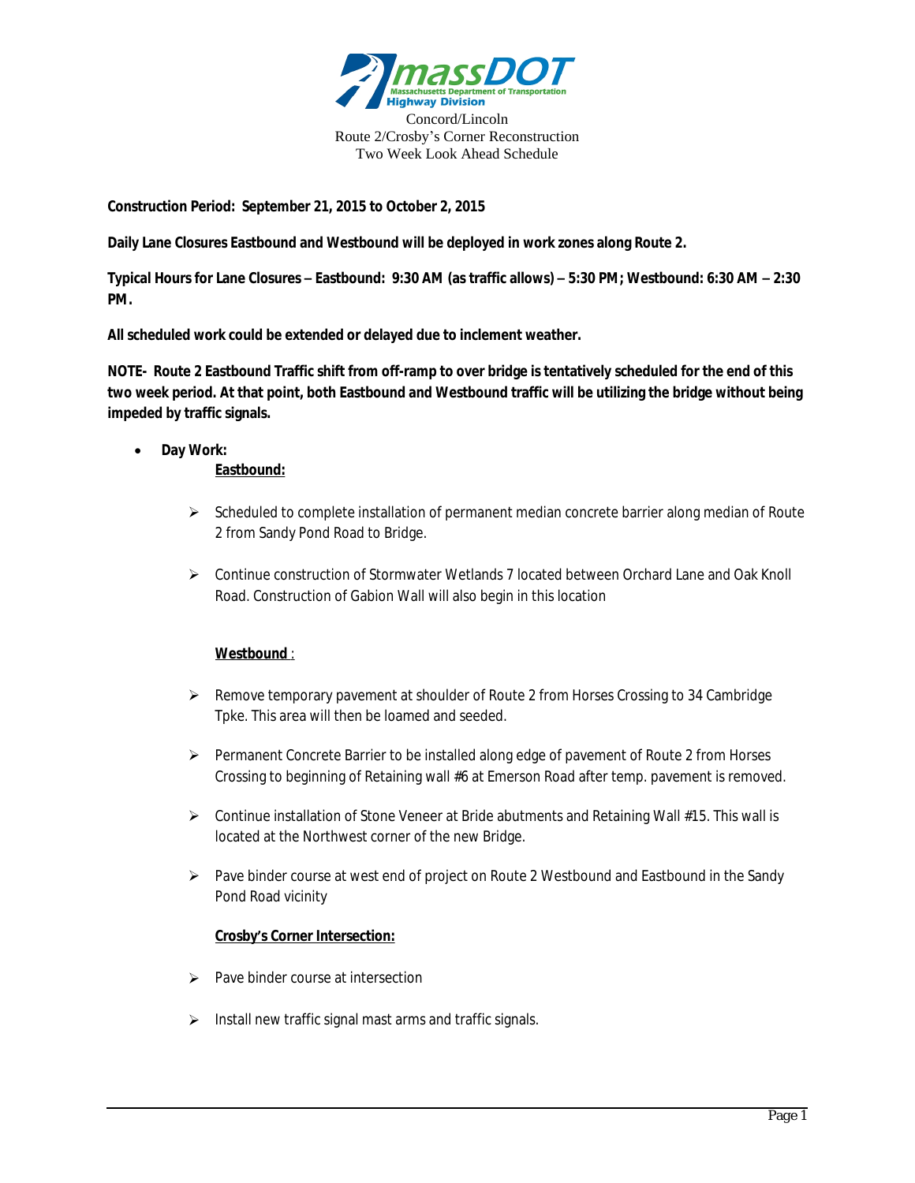Concord/Lincoln
Route 2/Crosby's Corner Reconstruction
Two Week Look Ahead Schedule

**Construction Period: September 21, 2015 to October 2, 2015**

**Daily Lane Closures Eastbound and Westbound will be deployed in work zones along Route 2.**

**Typical Hours for Lane Closures – Eastbound: 9:30 AM (as traffic allows) – 5:30 PM; Westbound: 6:30 AM – 2:30 PM.**

**All scheduled work could be extended or delayed due to inclement weather.**

**NOTE- Route 2 Eastbound Traffic shift from off-ramp to over bridge is tentatively scheduled for the end of this two week period. At that point, both Eastbound and Westbound traffic will be utilizing the bridge without being impeded by traffic signals.**

- **Day Work:**

  **<u>Eastbound:</u>**

  - Scheduled to complete installation of permanent median concrete barrier along median of Route 2 from Sandy Pond Road to Bridge.
  - Continue construction of Stormwater Wetlands 7 located between Orchard Lane and Oak Knoll Road. Construction of Gabion Wall will also begin in this location

  **<u>Westbound</u>** :

  - Remove temporary pavement at shoulder of Route 2 from Horses Crossing to 34 Cambridge Tpke. This area will then be loamed and seeded.
  - Permanent Concrete Barrier to be installed along edge of pavement of Route 2 from Horses Crossing to beginning of Retaining wall #6 at Emerson Road after temp. pavement is removed.
  - Continue installation of Stone Veneer at Bride abutments and Retaining Wall #15. This wall is located at the Northwest corner of the new Bridge.
  - Pave binder course at west end of project on Route 2 Westbound and Eastbound in the Sandy Pond Road vicinity

  **<u>Crosby's Corner Intersection:</u>**

  - Pave binder course at intersection
  - Install new traffic signal mast arms and traffic signals.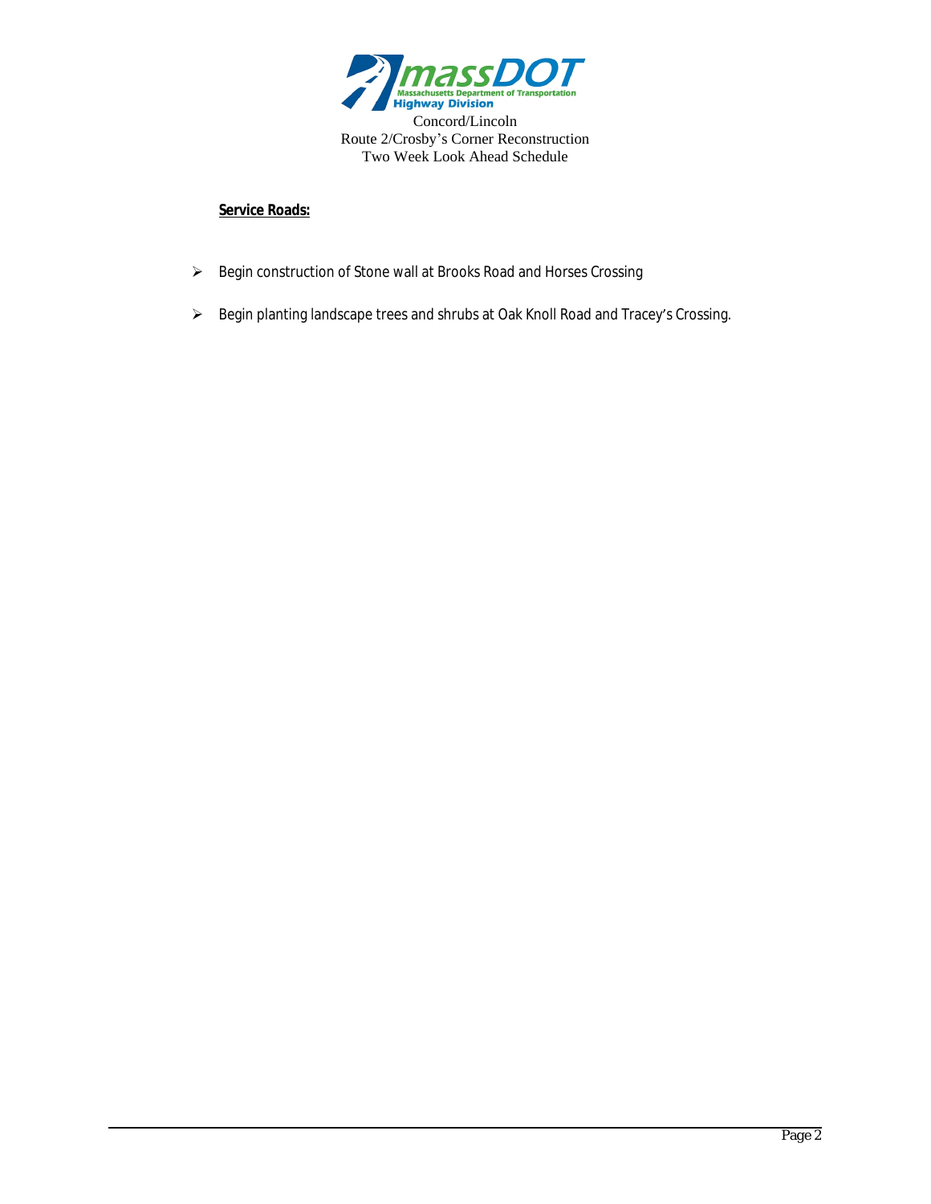**Service Roads:**

- Begin construction of Stone wall at Brooks Road and Horses Crossing
- Begin planting landscape trees and shrubs at Oak Knoll Road and Tracey's Crossing.